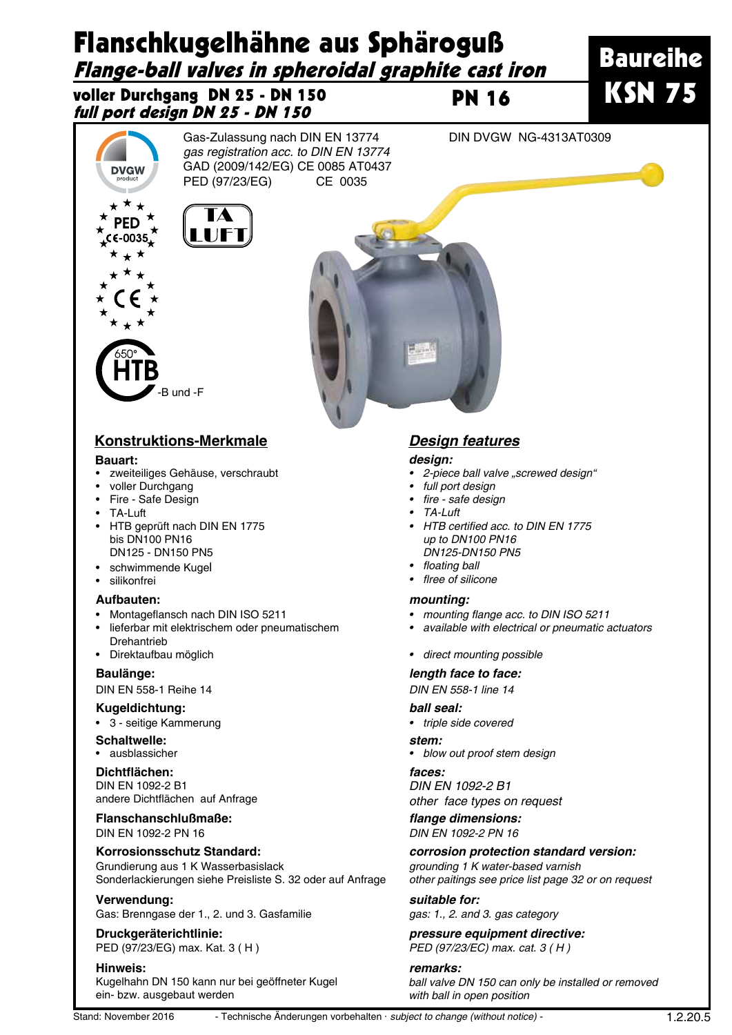# Flanschkugelhähne aus Sphäroguß

## *Flange-ball valves in spheroidal graphite cast iron*

**voller Durchgang DN 25 - DN 150**
***full port design DN 25 - DN 150***

**PN 16**

**Baureihe KSN 75**

Gas-Zulassung nach DIN EN 13774
*gas registration acc. to DIN EN 13774*
GAD (2009/142/EG) CE 0085 AT0437
PED (97/23/EG) CE 0035

DIN DVGW NG-4313AT0309

-B und -F

## Konstruktions-Merkmale

**Bauart:**
- zweiteiliges Gehäuse, verschraubt
- voller Durchgang
- Fire - Safe Design
- TA-Luft
- HTB geprüft nach DIN EN 1775
  bis DN100 PN16
  DN125 - DN150 PN5
- schwimmende Kugel
- silikonfrei

**Aufbauten:**
- Montageflansch nach DIN ISO 5211
- lieferbar mit elektrischem oder pneumatischem Drehantrieb
- Direktaufbau möglich

**Baulänge:**
DIN EN 558-1 Reihe 14

**Kugeldichtung:**
- 3 - seitige Kammerung

**Schaltwelle:**
- ausblassicher

**Dichtflächen:**
DIN EN 1092-2 B1
andere Dichtflächen auf Anfrage

**Flanschanschlußmaße:**
DIN EN 1092-2 PN 16

**Korrosionsschutz Standard:**
Grundierung aus 1 K Wasserbasislack
Sonderlackierungen siehe Preisliste S. 32 oder auf Anfrage

**Verwendung:**
Gas: Brenngase der 1., 2. und 3. Gasfamilie

**Druckgeräterichtlinie:**
PED (97/23/EG) max. Kat. 3 ( H )

**Hinweis:**
Kugelhahn DN 150 kann nur bei geöffneter Kugel ein- bzw. ausgebaut werden

## *Design features*

***design:***
- *2-piece ball valve „screwed design“*
- *full port design*
- *fire - safe design*
- *TA-Luft*
- *HTB certified acc. to DIN EN 1775*
  *up to DN100 PN16*
  *DN125-DN150 PN5*
- *floating ball*
- *flree of silicone*

***mounting:***
- *mounting flange acc. to DIN ISO 5211*
- *available with electrical or pneumatic actuators*
- *direct mounting possible*

***length face to face:***
*DIN EN 558-1 line 14*

***ball seal:***
- *triple side covered*

***stem:***
- *blow out proof stem design*

***faces:***
*DIN EN 1092-2 B1*
*other face types on request*

***flange dimensions:***
*DIN EN 1092-2 PN 16*

***corrosion protection standard version:***
*grounding 1 K water-based varnish*
*other paitings see price list page 32 or on request*

***suitable for:***
*gas: 1., 2. and 3. gas category*

***pressure equipment directive:***
*PED (97/23/EC) max. cat. 3 ( H )*

***remarks:***
*ball valve DN 150 can only be installed or removed with ball in open position*

Stand: November 2016 - Technische Änderungen vorbehalten · *subject to change (without notice)* - 1.2.20.5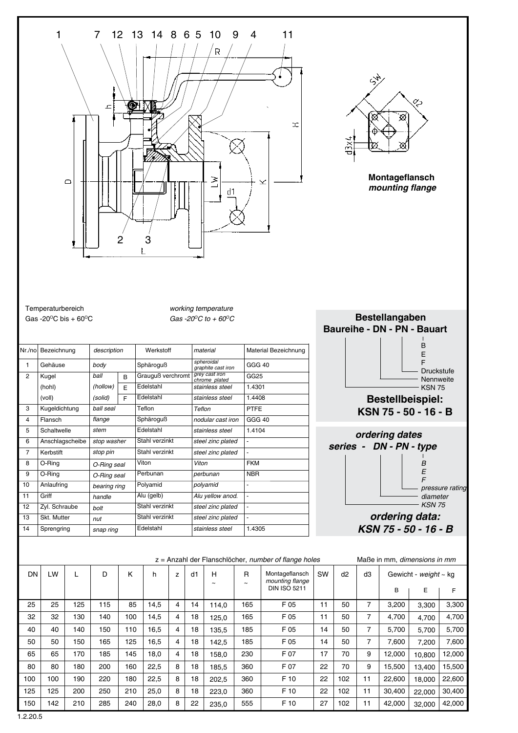1 7 12 13 14 8 6 5 10 9 4 11

R

h

H

D

LW

d1

K

2 3

L

SW

d2

d3x4

**Montageflansch**
***mounting flange***

Temperaturbereich
Gas -20°C bis + 60°C

*working temperature*
*Gas -20°C to + 60°C*

| Nr./no | Bezeichnung | description | | Werkstoff | material | Material Bezeichnung |
|---|---|---|---|---|---|---|
| 1 | Gehäuse | body | | Sphäroguß | spheroidal graphite cast iron | GGG 40 |
| 2 | Kugel | ball | B | Grauguß verchromt | grey cast iron chrome plated | GG25 |
| | (hohl) | (hollow) | E | Edelstahl | stainless steel | 1.4301 |
| | (voll) | (solid) | F | Edelstahl | stainless steel | 1.4408 |
| 3 | Kugeldichtung | ball seal | | Teflon | Teflon | PTFE |
| 4 | Flansch | flange | | Sphäroguß | nodular cast iron | GGG 40 |
| 5 | Schaltwelle | stem | | Edelstahl | stainless steel | 1.4104 |
| 6 | Anschlagscheibe | stop washer | | Stahl verzinkt | steel zinc plated | - |
| 7 | Kerbstift | stop pin | | Stahl verzinkt | steel zinc plated | - |
| 8 | O-Ring | O-Ring seal | | Viton | Viton | FKM |
| 9 | O-Ring | O-Ring seal | | Perbunan | perbunan | NBR |
| 10 | Anlaufring | bearing ring | | Polyamid | polyamid | - |
| 11 | Griff | handle | | Alu (gelb) | Alu yellow anod. | - |
| 12 | Zyl. Schraube | bolt | | Stahl verzinkt | steel zinc plated | - |
| 13 | Skt. Mutter | nut | | Stahl verzinkt | steel zinc plated | - |
| 14 | Sprengring | snap ring | | Edelstahl | stainless steel | 1.4305 |

**Bestellangaben**
**Baureihe - DN - PN - Bauart**

B
E
F
Druckstufe
Nennweite
KSN 75

**Bestellbeispiel:**
**KSN 75 - 50 - 16 - B**

***ordering dates***
***series - DN - PN - type***

*B*
*E*
*F*
*pressure rating*
*diameter*
*KSN 75*

***ordering data:***
***KSN 75 - 50 - 16 - B***

z = Anzahl der Flanschlöcher, *number of flange holes*

Maße in mm, *dimensions in mm*

| DN | LW | L | D | K | h | z | d1 | H ~ | R ~ | Montageflansch *mounting flange* DIN ISO 5211 | SW | d2 | d3 | Gewicht - *weight* ~ kg | | |
|---|---|---|---|---|---|---|---|---|---|---|---|---|---|---|---|---|
| | | | | | | | | | | | | | | B | E | F |
| 25 | 25 | 125 | 115 | 85 | 14,5 | 4 | 14 | 114,0 | 165 | F 05 | 11 | 50 | 7 | 3,200 | 3,300 | 3,300 |
| 32 | 32 | 130 | 140 | 100 | 14,5 | 4 | 18 | 125,0 | 165 | F 05 | 11 | 50 | 7 | 4,700 | 4,700 | 4,700 |
| 40 | 40 | 140 | 150 | 110 | 16,5 | 4 | 18 | 135,5 | 185 | F 05 | 14 | 50 | 7 | 5,700 | 5,700 | 5,700 |
| 50 | 50 | 150 | 165 | 125 | 16,5 | 4 | 18 | 142,5 | 185 | F 05 | 14 | 50 | 7 | 7,600 | 7,200 | 7,600 |
| 65 | 65 | 170 | 185 | 145 | 18,0 | 4 | 18 | 158,0 | 230 | F 07 | 17 | 70 | 9 | 12,000 | 10,800 | 12,000 |
| 80 | 80 | 180 | 200 | 160 | 22,5 | 8 | 18 | 185,5 | 360 | F 07 | 22 | 70 | 9 | 15,500 | 13,400 | 15,500 |
| 100 | 100 | 190 | 220 | 180 | 22,5 | 8 | 18 | 202,5 | 360 | F 10 | 22 | 102 | 11 | 22,600 | 18,000 | 22,600 |
| 125 | 125 | 200 | 250 | 210 | 25,0 | 8 | 18 | 223,0 | 360 | F 10 | 22 | 102 | 11 | 30,400 | 22,000 | 30,400 |
| 150 | 142 | 210 | 285 | 240 | 28,0 | 8 | 22 | 235,0 | 555 | F 10 | 27 | 102 | 11 | 42,000 | 32,000 | 42,000 |

1.2.20.5